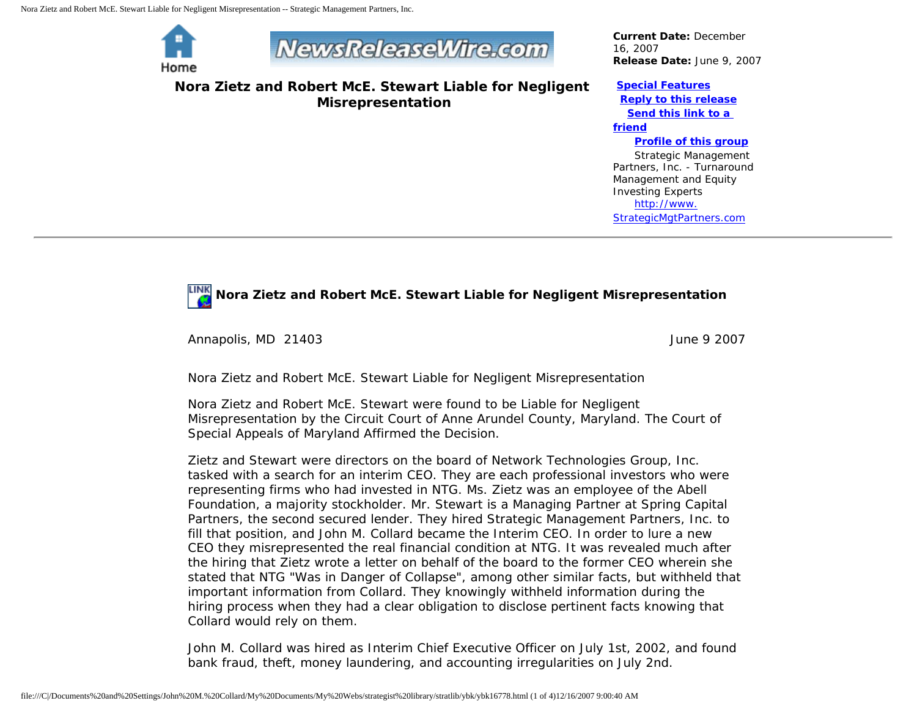Home

NewsReleaseWire.com

**Current Date:** December 16, 2007
**Release Date:** June 9, 2007

# Nora Zietz and Robert McE. Stewart Liable for Negligent Misrepresentation

**Special Features**
**Reply to this release**
**Send this link to a friend**
**Profile of this group**

Strategic Management Partners, Inc. - Turnaround Management and Equity Investing Experts
http://www.StrategicMgtPartners.com

---

## Nora Zietz and Robert McE. Stewart Liable for Negligent Misrepresentation

Annapolis, MD 21403 June 9 2007

Nora Zietz and Robert McE. Stewart Liable for Negligent Misrepresentation

Nora Zietz and Robert McE. Stewart were found to be Liable for Negligent Misrepresentation by the Circuit Court of Anne Arundel County, Maryland. The Court of Special Appeals of Maryland Affirmed the Decision.

Zietz and Stewart were directors on the board of Network Technologies Group, Inc. tasked with a search for an interim CEO. They are each professional investors who were representing firms who had invested in NTG. Ms. Zietz was an employee of the Abell Foundation, a majority stockholder. Mr. Stewart is a Managing Partner at Spring Capital Partners, the second secured lender. They hired Strategic Management Partners, Inc. to fill that position, and John M. Collard became the Interim CEO. In order to lure a new CEO they misrepresented the real financial condition at NTG. It was revealed much after the hiring that Zietz wrote a letter on behalf of the board to the former CEO wherein she stated that NTG "Was in Danger of Collapse", among other similar facts, but withheld that important information from Collard. They knowingly withheld information during the hiring process when they had a clear obligation to disclose pertinent facts knowing that Collard would rely on them.

John M. Collard was hired as Interim Chief Executive Officer on July 1st, 2002, and found bank fraud, theft, money laundering, and accounting irregularities on July 2nd.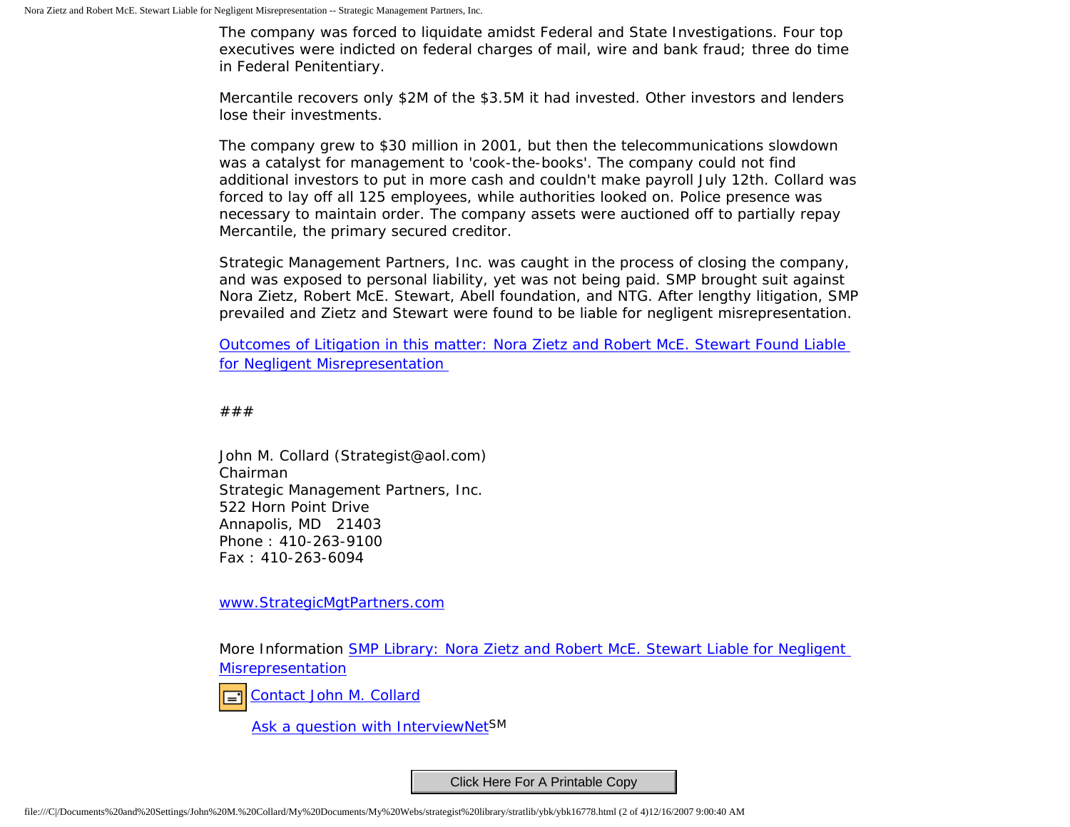The company was forced to liquidate amidst Federal and State Investigations. Four top executives were indicted on federal charges of mail, wire and bank fraud; three do time in Federal Penitentiary.

Mercantile recovers only $2M of the $3.5M it had invested. Other investors and lenders lose their investments.

The company grew to $30 million in 2001, but then the telecommunications slowdown was a catalyst for management to 'cook-the-books'. The company could not find additional investors to put in more cash and couldn't make payroll July 12th. Collard was forced to lay off all 125 employees, while authorities looked on. Police presence was necessary to maintain order. The company assets were auctioned off to partially repay Mercantile, the primary secured creditor.

Strategic Management Partners, Inc. was caught in the process of closing the company, and was exposed to personal liability, yet was not being paid. SMP brought suit against Nora Zietz, Robert McE. Stewart, Abell foundation, and NTG. After lengthy litigation, SMP prevailed and Zietz and Stewart were found to be liable for negligent misrepresentation.

Outcomes of Litigation in this matter: Nora Zietz and Robert McE. Stewart Found Liable for Negligent Misrepresentation

###

John M. Collard (Strategist@aol.com)
Chairman
Strategic Management Partners, Inc.
522 Horn Point Drive
Annapolis, MD 21403
Phone : 410-263-9100
Fax : 410-263-6094

www.StrategicMgtPartners.com

More Information SMP Library: Nora Zietz and Robert McE. Stewart Liable for Negligent Misrepresentation

Contact John M. Collard

Ask a question with InterviewNet SM

Click Here For A Printable Copy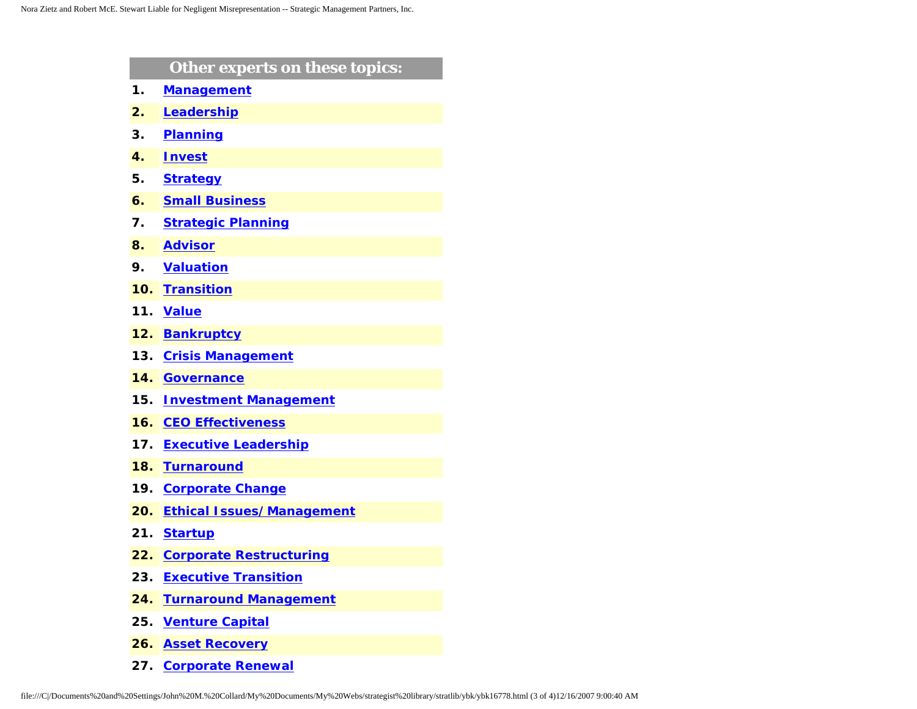## Other experts on these topics:

1. **Management**
2. **Leadership**
3. **Planning**
4. **Invest**
5. **Strategy**
6. **Small Business**
7. **Strategic Planning**
8. **Advisor**
9. **Valuation**
10. **Transition**
11. **Value**
12. **Bankruptcy**
13. **Crisis Management**
14. **Governance**
15. **Investment Management**
16. **CEO Effectiveness**
17. **Executive Leadership**
18. **Turnaround**
19. **Corporate Change**
20. **Ethical Issues/Management**
21. **Startup**
22. **Corporate Restructuring**
23. **Executive Transition**
24. **Turnaround Management**
25. **Venture Capital**
26. **Asset Recovery**
27. **Corporate Renewal**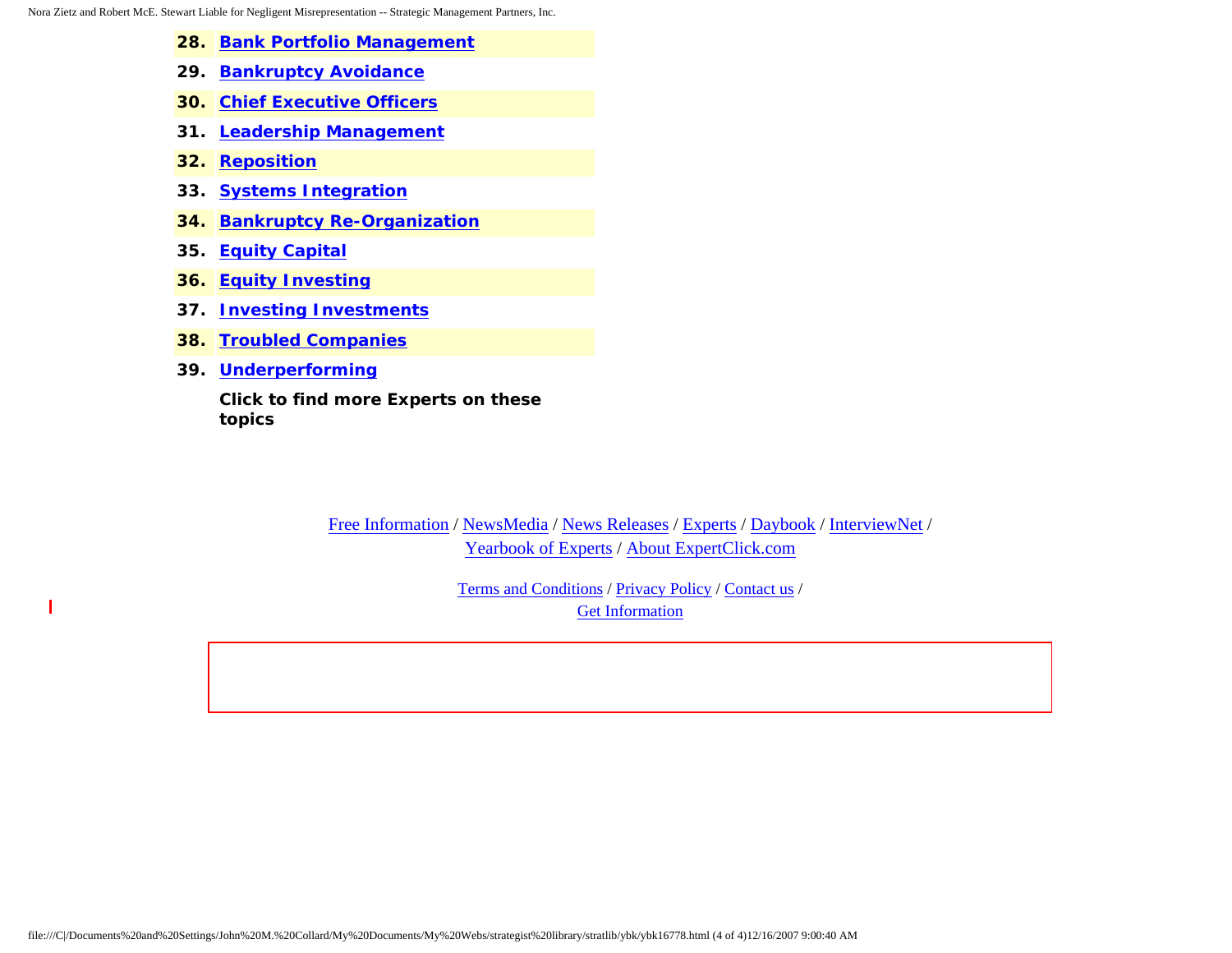28. **Bank Portfolio Management**
29. **Bankruptcy Avoidance**
30. **Chief Executive Officers**
31. **Leadership Management**
32. **Reposition**
33. **Systems Integration**
34. **Bankruptcy Re-Organization**
35. **Equity Capital**
36. **Equity Investing**
37. **Investing Investments**
38. **Troubled Companies**
39. **Underperforming**

**Click to find more Experts on these topics**

Free Information / NewsMedia / News Releases / Experts / Daybook / InterviewNet / Yearbook of Experts / About ExpertClick.com

Terms and Conditions / Privacy Policy / Contact us / Get Information